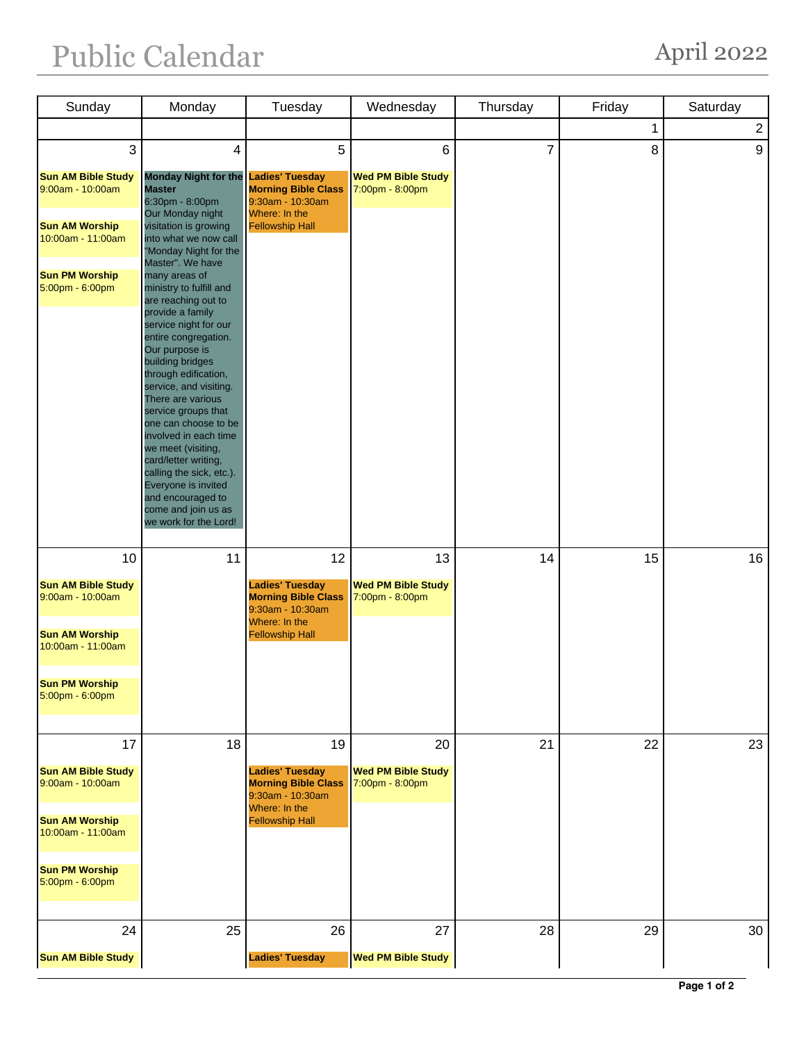# Public Calendar

## April 2022

| Sunday | Monday | Tuesday | Wednesday | Thursday | Friday | Saturday |
|---|---|---|---|---|---|---|
| | | | | | 1 | 2 |
| 3<br><br>**Sun AM Bible Study**<br>9:00am - 10:00am<br><br>**Sun AM Worship**<br>10:00am - 11:00am<br><br>**Sun PM Worship**<br>5:00pm - 6:00pm | 4<br><br>**Monday Night for the Master**<br>6:30pm - 8:00pm<br>Our Monday night visitation is growing into what we now call "Monday Night for the Master". We have many areas of ministry to fulfill and are reaching out to provide a family service night for our entire congregation. Our purpose is building bridges through edification, service, and visiting. There are various service groups that one can choose to be involved in each time we meet (visiting, card/letter writing, calling the sick, etc.). Everyone is invited and encouraged to come and join us as we work for the Lord! | 5<br><br>**Ladies' Tuesday Morning Bible Class**<br>9:30am - 10:30am<br>Where: In the Fellowship Hall | 6<br><br>**Wed PM Bible Study**<br>7:00pm - 8:00pm | 7 | 8 | 9 |
| 10<br><br>**Sun AM Bible Study**<br>9:00am - 10:00am<br><br>**Sun AM Worship**<br>10:00am - 11:00am<br><br>**Sun PM Worship**<br>5:00pm - 6:00pm | 11 | 12<br><br>**Ladies' Tuesday Morning Bible Class**<br>9:30am - 10:30am<br>Where: In the Fellowship Hall | 13<br><br>**Wed PM Bible Study**<br>7:00pm - 8:00pm | 14 | 15 | 16 |
| 17<br><br>**Sun AM Bible Study**<br>9:00am - 10:00am<br><br>**Sun AM Worship**<br>10:00am - 11:00am<br><br>**Sun PM Worship**<br>5:00pm - 6:00pm | 18 | 19<br><br>**Ladies' Tuesday Morning Bible Class**<br>9:30am - 10:30am<br>Where: In the Fellowship Hall | 20<br><br>**Wed PM Bible Study**<br>7:00pm - 8:00pm | 21 | 22 | 23 |
| 24<br><br>**Sun AM Bible Study** | 25 | 26<br><br>**Ladies' Tuesday** | 27<br><br>**Wed PM Bible Study** | 28 | 29 | 30 |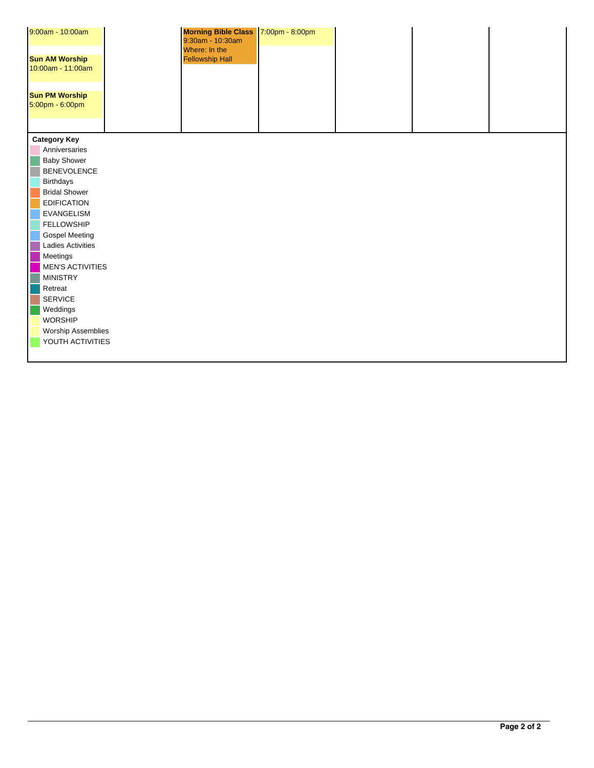| | | | | | | |
|---|---|---|---|---|---|---|
| 9:00am - 10:00am<br><br>**Sun AM Worship**<br>10:00am - 11:00am<br><br>**Sun PM Worship**<br>5:00pm - 6:00pm | | **Morning Bible Class**<br>9:30am - 10:30am<br>Where: In the Fellowship Hall | 7:00pm - 8:00pm | | | |

**Category Key**

- Anniversaries
- Baby Shower
- BENEVOLENCE
- Birthdays
- Bridal Shower
- EDIFICATION
- EVANGELISM
- FELLOWSHIP
- Gospel Meeting
- Ladies Activities
- Meetings
- MEN'S ACTIVITIES
- MINISTRY
- Retreat
- SERVICE
- Weddings
- WORSHIP
- Worship Assemblies
- YOUTH ACTIVITIES